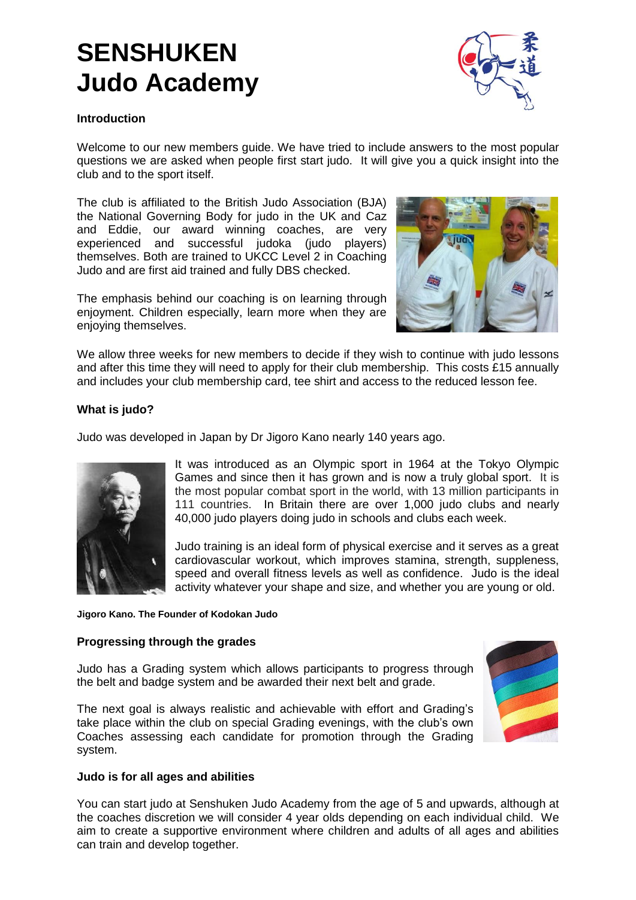# SENSHUKEN Judo Academy

### Introduction

Welcome to our new members guide. We have tried to include answers to the most popular questions we are asked when people first start judo. It will give you a quick insight into the club and to the sport itself.

The club is affiliated to the British Judo Association (BJA) the National Governing Body for judo in the UK and Caz and Eddie, our award winning coaches, are very experienced and successful judoka (judo players) themselves. Both are trained to UKCC Level 2 in Coaching Judo and are first aid trained and fully DBS checked.

The emphasis behind our coaching is on learning through enjoyment. Children especially, learn more when they are enjoying themselves.

We allow three weeks for new members to decide if they wish to continue with judo lessons and after this time they will need to apply for their club membership. This costs £15 annually and includes your club membership card, tee shirt and access to the reduced lesson fee.

### What is judo?

Judo was developed in Japan by Dr Jigoro Kano nearly 140 years ago.

It was introduced as an Olympic sport in 1964 at the Tokyo Olympic Games and since then it has grown and is now a truly global sport. It is the most popular combat sport in the world, with 13 million participants in 111 countries. In Britain there are over 1,000 judo clubs and nearly 40,000 judo players doing judo in schools and clubs each week.

Judo training is an ideal form of physical exercise and it serves as a great cardiovascular workout, which improves stamina, strength, suppleness, speed and overall fitness levels as well as confidence. Judo is the ideal activity whatever your shape and size, and whether you are young or old.

**Jigoro Kano. The Founder of Kodokan Judo**

### Progressing through the grades

Judo has a Grading system which allows participants to progress through the belt and badge system and be awarded their next belt and grade.

The next goal is always realistic and achievable with effort and Grading's take place within the club on special Grading evenings, with the club's own Coaches assessing each candidate for promotion through the Grading system.

### Judo is for all ages and abilities

You can start judo at Senshuken Judo Academy from the age of 5 and upwards, although at the coaches discretion we will consider 4 year olds depending on each individual child. We aim to create a supportive environment where children and adults of all ages and abilities can train and develop together.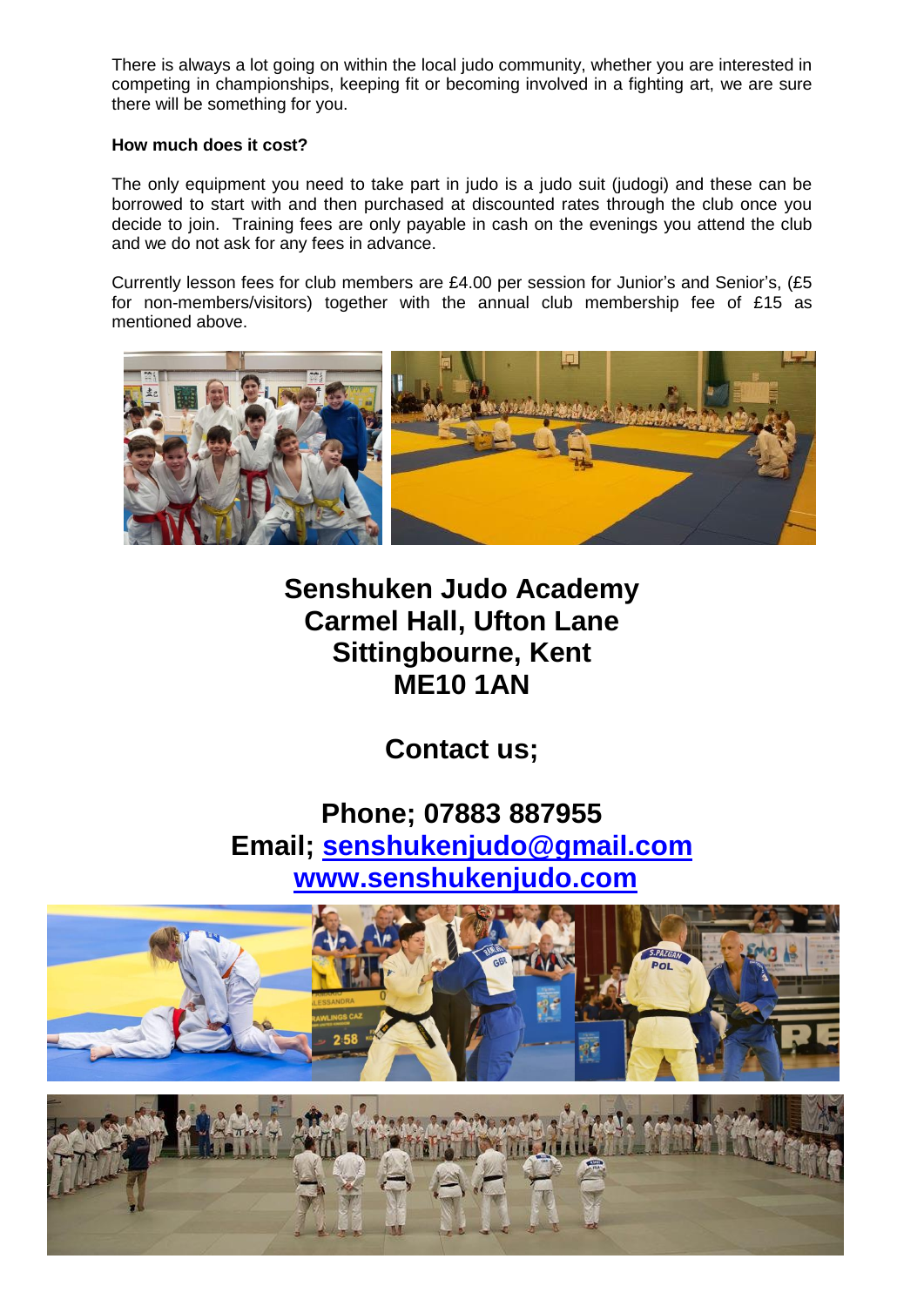There is always a lot going on within the local judo community, whether you are interested in competing in championships, keeping fit or becoming involved in a fighting art, we are sure there will be something for you.

**How much does it cost?**

The only equipment you need to take part in judo is a judo suit (judogi) and these can be borrowed to start with and then purchased at discounted rates through the club once you decide to join. Training fees are only payable in cash on the evenings you attend the club and we do not ask for any fees in advance.

Currently lesson fees for club members are £4.00 per session for Junior's and Senior's, (£5 for non-members/visitors) together with the annual club membership fee of £15 as mentioned above.

## Senshuken Judo Academy
## Carmel Hall, Ufton Lane
## Sittingbourne, Kent
## ME10 1AN

## Contact us;

## Phone; 07883 887955
## Email; senshukenjudo@gmail.com
## www.senshukenjudo.com